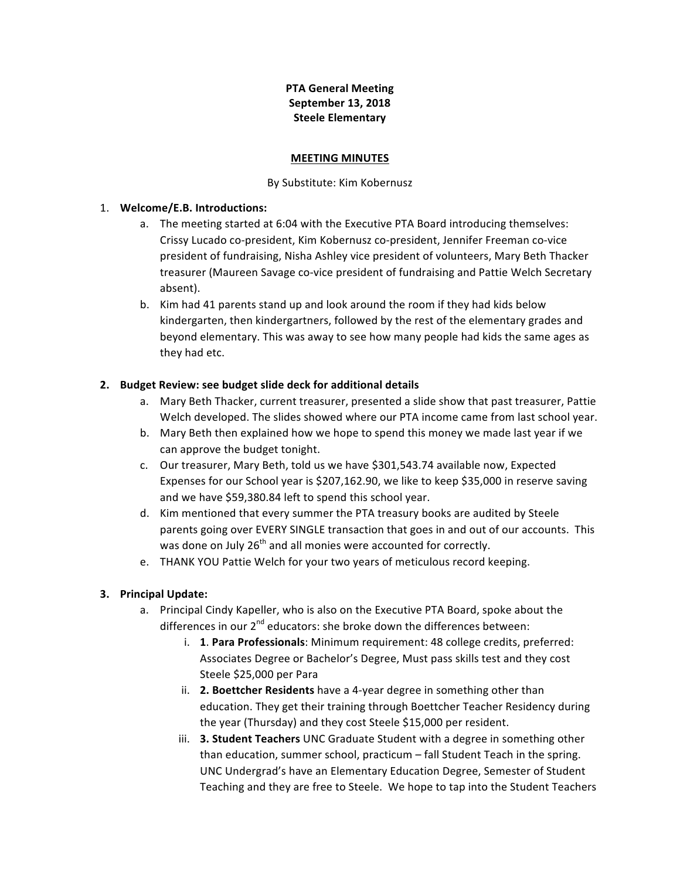**PTA General Meeting**
**September 13, 2018**
**Steele Elementary**

**MEETING MINUTES**

By Substitute: Kim Kobernusz

1. **Welcome/E.B. Introductions:**
   a. The meeting started at 6:04 with the Executive PTA Board introducing themselves: Crissy Lucado co-president, Kim Kobernusz co-president, Jennifer Freeman co-vice president of fundraising, Nisha Ashley vice president of volunteers, Mary Beth Thacker treasurer (Maureen Savage co-vice president of fundraising and Pattie Welch Secretary absent).
   b. Kim had 41 parents stand up and look around the room if they had kids below kindergarten, then kindergartners, followed by the rest of the elementary grades and beyond elementary. This was away to see how many people had kids the same ages as they had etc.

2. **Budget Review: see budget slide deck for additional details**
   a. Mary Beth Thacker, current treasurer, presented a slide show that past treasurer, Pattie Welch developed. The slides showed where our PTA income came from last school year.
   b. Mary Beth then explained how we hope to spend this money we made last year if we can approve the budget tonight.
   c. Our treasurer, Mary Beth, told us we have $301,543.74 available now, Expected Expenses for our School year is $207,162.90, we like to keep $35,000 in reserve saving and we have $59,380.84 left to spend this school year.
   d. Kim mentioned that every summer the PTA treasury books are audited by Steele parents going over EVERY SINGLE transaction that goes in and out of our accounts. This was done on July 26th and all monies were accounted for correctly.
   e. THANK YOU Pattie Welch for your two years of meticulous record keeping.

3. **Principal Update:**
   a. Principal Cindy Kapeller, who is also on the Executive PTA Board, spoke about the differences in our 2nd educators: she broke down the differences between:
      i. **1**. **Para Professionals**: Minimum requirement: 48 college credits, preferred: Associates Degree or Bachelor's Degree, Must pass skills test and they cost Steele $25,000 per Para
      ii. **2. Boettcher Residents** have a 4-year degree in something other than education. They get their training through Boettcher Teacher Residency during the year (Thursday) and they cost Steele $15,000 per resident.
      iii. **3. Student Teachers** UNC Graduate Student with a degree in something other than education, summer school, practicum – fall Student Teach in the spring. UNC Undergrad's have an Elementary Education Degree, Semester of Student Teaching and they are free to Steele. We hope to tap into the Student Teachers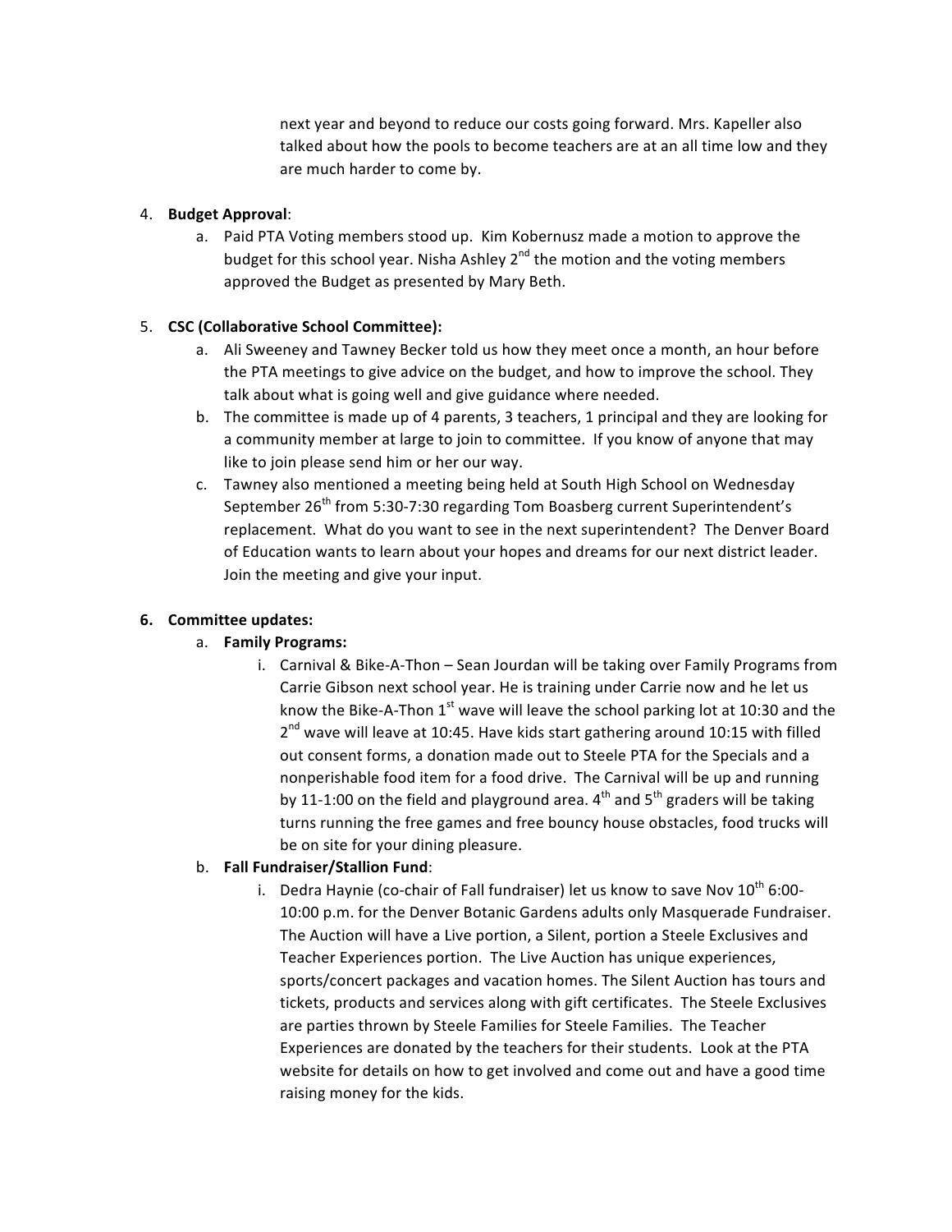next year and beyond to reduce our costs going forward. Mrs. Kapeller also talked about how the pools to become teachers are at an all time low and they are much harder to come by.

4. **Budget Approval**:
   a. Paid PTA Voting members stood up. Kim Kobernusz made a motion to approve the budget for this school year. Nisha Ashley 2nd the motion and the voting members approved the Budget as presented by Mary Beth.

5. **CSC (Collaborative School Committee):**
   a. Ali Sweeney and Tawney Becker told us how they meet once a month, an hour before the PTA meetings to give advice on the budget, and how to improve the school. They talk about what is going well and give guidance where needed.
   b. The committee is made up of 4 parents, 3 teachers, 1 principal and they are looking for a community member at large to join to committee. If you know of anyone that may like to join please send him or her our way.
   c. Tawney also mentioned a meeting being held at South High School on Wednesday September 26th from 5:30-7:30 regarding Tom Boasberg current Superintendent's replacement. What do you want to see in the next superintendent? The Denver Board of Education wants to learn about your hopes and dreams for our next district leader. Join the meeting and give your input.

6. **Committee updates:**
   a. **Family Programs:**
      i. Carnival & Bike-A-Thon – Sean Jourdan will be taking over Family Programs from Carrie Gibson next school year. He is training under Carrie now and he let us know the Bike-A-Thon 1st wave will leave the school parking lot at 10:30 and the 2nd wave will leave at 10:45. Have kids start gathering around 10:15 with filled out consent forms, a donation made out to Steele PTA for the Specials and a nonperishable food item for a food drive. The Carnival will be up and running by 11-1:00 on the field and playground area. 4th and 5th graders will be taking turns running the free games and free bouncy house obstacles, food trucks will be on site for your dining pleasure.
   b. **Fall Fundraiser/Stallion Fund**:
      i. Dedra Haynie (co-chair of Fall fundraiser) let us know to save Nov 10th 6:00-10:00 p.m. for the Denver Botanic Gardens adults only Masquerade Fundraiser. The Auction will have a Live portion, a Silent, portion a Steele Exclusives and Teacher Experiences portion. The Live Auction has unique experiences, sports/concert packages and vacation homes. The Silent Auction has tours and tickets, products and services along with gift certificates. The Steele Exclusives are parties thrown by Steele Families for Steele Families. The Teacher Experiences are donated by the teachers for their students. Look at the PTA website for details on how to get involved and come out and have a good time raising money for the kids.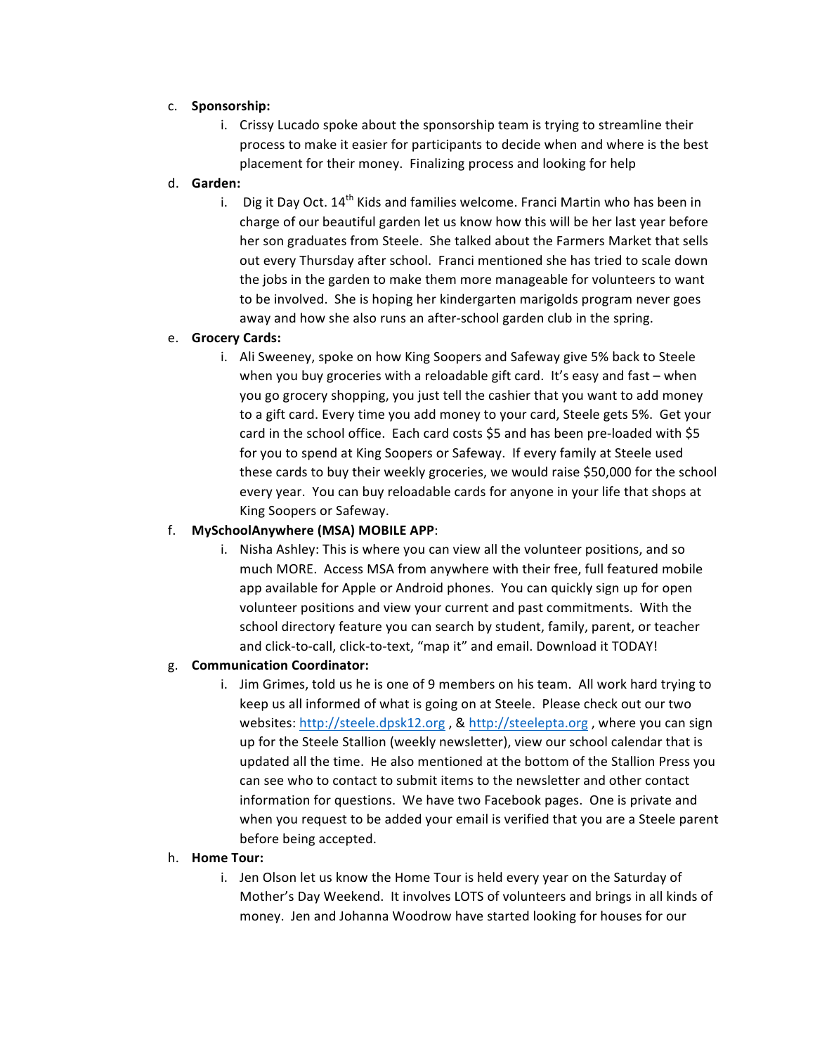c. **Sponsorship:**

    i. Crissy Lucado spoke about the sponsorship team is trying to streamline their process to make it easier for participants to decide when and where is the best placement for their money. Finalizing process and looking for help

d. **Garden:**

    i. Dig it Day Oct. 14th Kids and families welcome. Franci Martin who has been in charge of our beautiful garden let us know how this will be her last year before her son graduates from Steele. She talked about the Farmers Market that sells out every Thursday after school. Franci mentioned she has tried to scale down the jobs in the garden to make them more manageable for volunteers to want to be involved. She is hoping her kindergarten marigolds program never goes away and how she also runs an after-school garden club in the spring.

e. **Grocery Cards:**

    i. Ali Sweeney, spoke on how King Soopers and Safeway give 5% back to Steele when you buy groceries with a reloadable gift card. It's easy and fast – when you go grocery shopping, you just tell the cashier that you want to add money to a gift card. Every time you add money to your card, Steele gets 5%. Get your card in the school office. Each card costs $5 and has been pre-loaded with $5 for you to spend at King Soopers or Safeway. If every family at Steele used these cards to buy their weekly groceries, we would raise $50,000 for the school every year. You can buy reloadable cards for anyone in your life that shops at King Soopers or Safeway.

f. **MySchoolAnywhere (MSA) MOBILE APP**:

    i. Nisha Ashley: This is where you can view all the volunteer positions, and so much MORE. Access MSA from anywhere with their free, full featured mobile app available for Apple or Android phones. You can quickly sign up for open volunteer positions and view your current and past commitments. With the school directory feature you can search by student, family, parent, or teacher and click-to-call, click-to-text, "map it" and email. Download it TODAY!

g. **Communication Coordinator:**

    i. Jim Grimes, told us he is one of 9 members on his team. All work hard trying to keep us all informed of what is going on at Steele. Please check out our two websites: [http://steele.dpsk12.org](http://steele.dpsk12.org) , & [http://steelepta.org](http://steelepta.org) , where you can sign up for the Steele Stallion (weekly newsletter), view our school calendar that is updated all the time. He also mentioned at the bottom of the Stallion Press you can see who to contact to submit items to the newsletter and other contact information for questions. We have two Facebook pages. One is private and when you request to be added your email is verified that you are a Steele parent before being accepted.

h. **Home Tour:**

    i. Jen Olson let us know the Home Tour is held every year on the Saturday of Mother's Day Weekend. It involves LOTS of volunteers and brings in all kinds of money. Jen and Johanna Woodrow have started looking for houses for our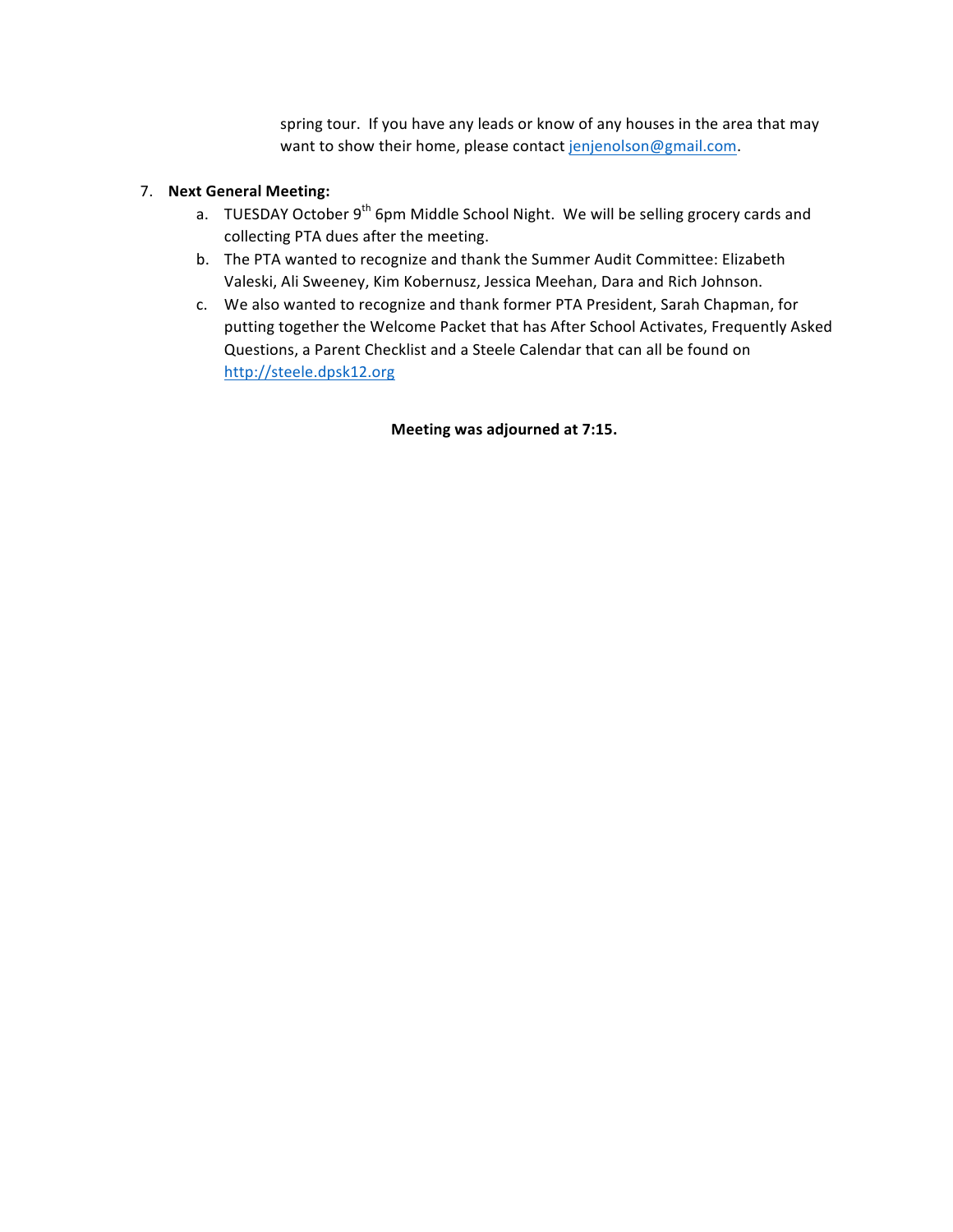spring tour. If you have any leads or know of any houses in the area that may want to show their home, please contact jenjenolson@gmail.com.

7. **Next General Meeting:**
   a. TUESDAY October 9th 6pm Middle School Night. We will be selling grocery cards and collecting PTA dues after the meeting.
   b. The PTA wanted to recognize and thank the Summer Audit Committee: Elizabeth Valeski, Ali Sweeney, Kim Kobernusz, Jessica Meehan, Dara and Rich Johnson.
   c. We also wanted to recognize and thank former PTA President, Sarah Chapman, for putting together the Welcome Packet that has After School Activates, Frequently Asked Questions, a Parent Checklist and a Steele Calendar that can all be found on http://steele.dpsk12.org

**Meeting was adjourned at 7:15.**